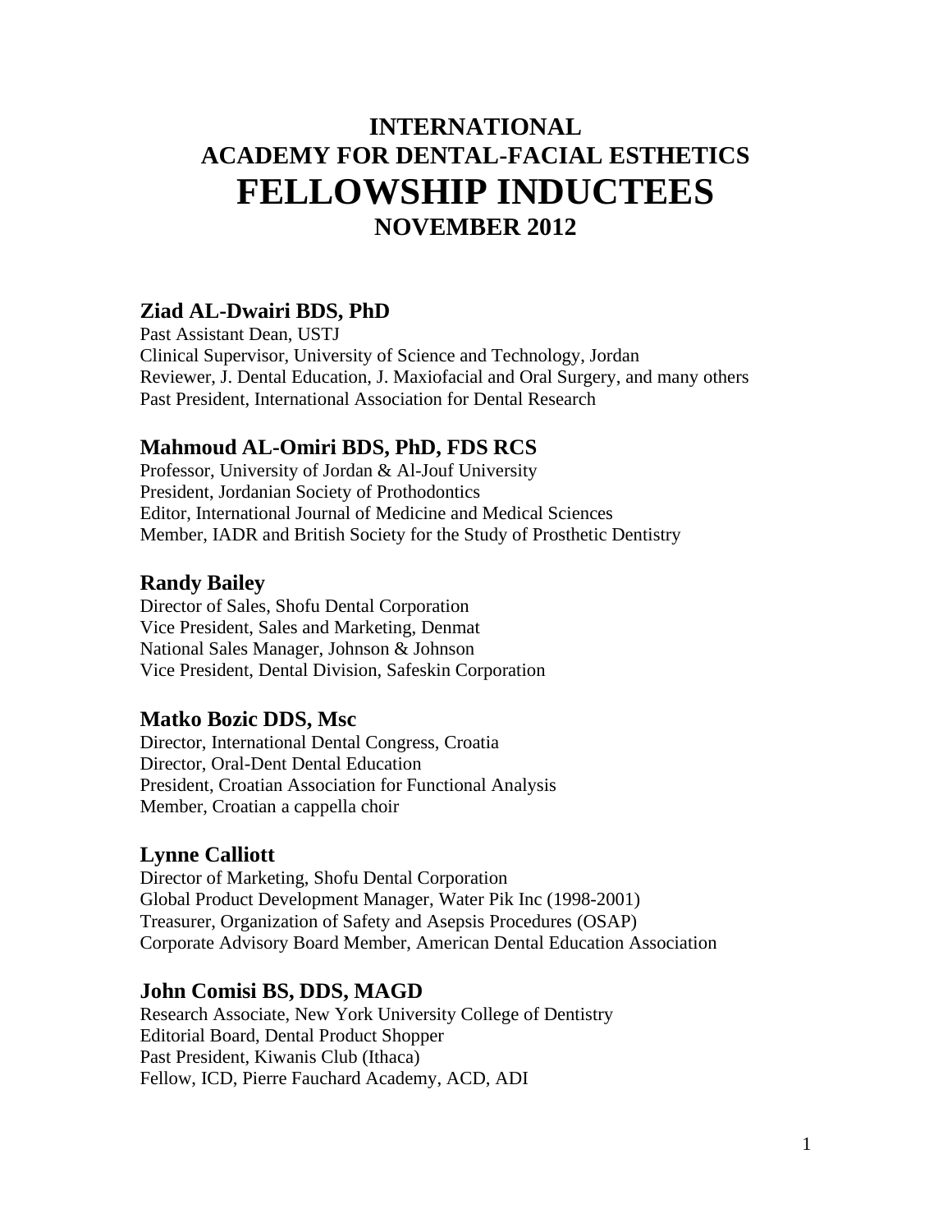# INTERNATIONAL ACADEMY FOR DENTAL-FACIAL ESTHETICS

# FELLOWSHIP INDUCTEES

## NOVEMBER 2012

### Ziad AL-Dwairi BDS, PhD

Past Assistant Dean, USTJ
Clinical Supervisor, University of Science and Technology, Jordan
Reviewer, J. Dental Education, J. Maxiofacial and Oral Surgery, and many others
Past President, International Association for Dental Research

### Mahmoud AL-Omiri BDS, PhD, FDS RCS

Professor, University of Jordan & Al-Jouf University
President, Jordanian Society of Prothodontics
Editor, International Journal of Medicine and Medical Sciences
Member, IADR and British Society for the Study of Prosthetic Dentistry

### Randy Bailey

Director of Sales, Shofu Dental Corporation
Vice President, Sales and Marketing, Denmat
National Sales Manager, Johnson & Johnson
Vice President, Dental Division, Safeskin Corporation

### Matko Bozic DDS, Msc

Director, International Dental Congress, Croatia
Director, Oral-Dent Dental Education
President, Croatian Association for Functional Analysis
Member, Croatian a cappella choir

### Lynne Calliott

Director of Marketing, Shofu Dental Corporation
Global Product Development Manager, Water Pik Inc (1998-2001)
Treasurer, Organization of Safety and Asepsis Procedures (OSAP)
Corporate Advisory Board Member, American Dental Education Association

### John Comisi BS, DDS, MAGD

Research Associate, New York University College of Dentistry
Editorial Board, Dental Product Shopper
Past President, Kiwanis Club (Ithaca)
Fellow, ICD, Pierre Fauchard Academy, ACD, ADI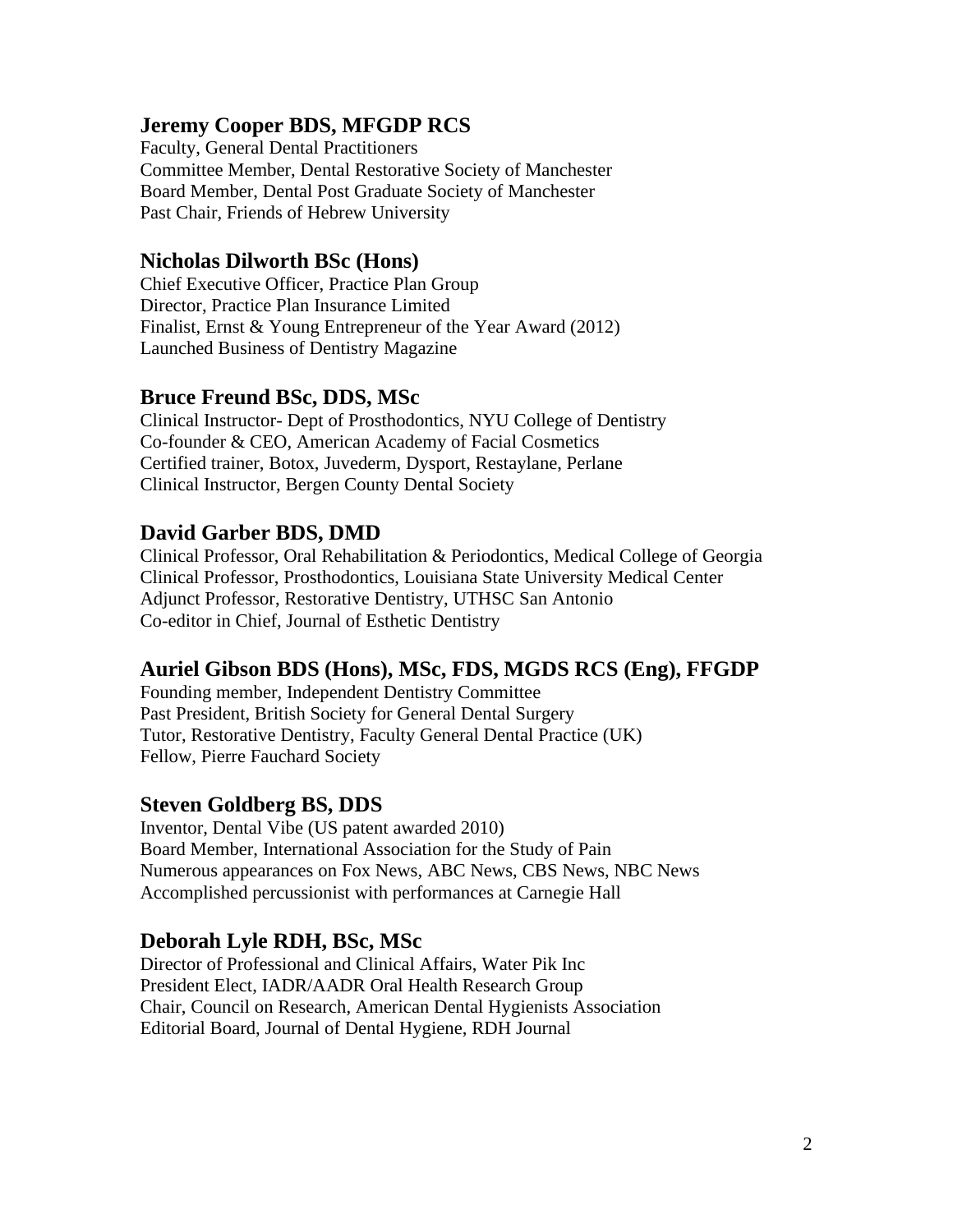### Jeremy Cooper BDS, MFGDP RCS

Faculty, General Dental Practitioners
Committee Member, Dental Restorative Society of Manchester
Board Member, Dental Post Graduate Society of Manchester
Past Chair, Friends of Hebrew University

### Nicholas Dilworth BSc (Hons)

Chief Executive Officer, Practice Plan Group
Director, Practice Plan Insurance Limited
Finalist, Ernst & Young Entrepreneur of the Year Award (2012)
Launched Business of Dentistry Magazine

### Bruce Freund BSc, DDS, MSc

Clinical Instructor- Dept of Prosthodontics, NYU College of Dentistry
Co-founder & CEO, American Academy of Facial Cosmetics
Certified trainer, Botox, Juvederm, Dysport, Restaylane, Perlane
Clinical Instructor, Bergen County Dental Society

### David Garber BDS, DMD

Clinical Professor, Oral Rehabilitation & Periodontics, Medical College of Georgia
Clinical Professor, Prosthodontics, Louisiana State University Medical Center
Adjunct Professor, Restorative Dentistry, UTHSC San Antonio
Co-editor in Chief, Journal of Esthetic Dentistry

### Auriel Gibson BDS (Hons), MSc, FDS, MGDS RCS (Eng), FFGDP

Founding member, Independent Dentistry Committee
Past President, British Society for General Dental Surgery
Tutor, Restorative Dentistry, Faculty General Dental Practice (UK)
Fellow, Pierre Fauchard Society

### Steven Goldberg BS, DDS

Inventor, Dental Vibe (US patent awarded 2010)
Board Member, International Association for the Study of Pain
Numerous appearances on Fox News, ABC News, CBS News, NBC News
Accomplished percussionist with performances at Carnegie Hall

### Deborah Lyle RDH, BSc, MSc

Director of Professional and Clinical Affairs, Water Pik Inc
President Elect, IADR/AADR Oral Health Research Group
Chair, Council on Research, American Dental Hygienists Association
Editorial Board, Journal of Dental Hygiene, RDH Journal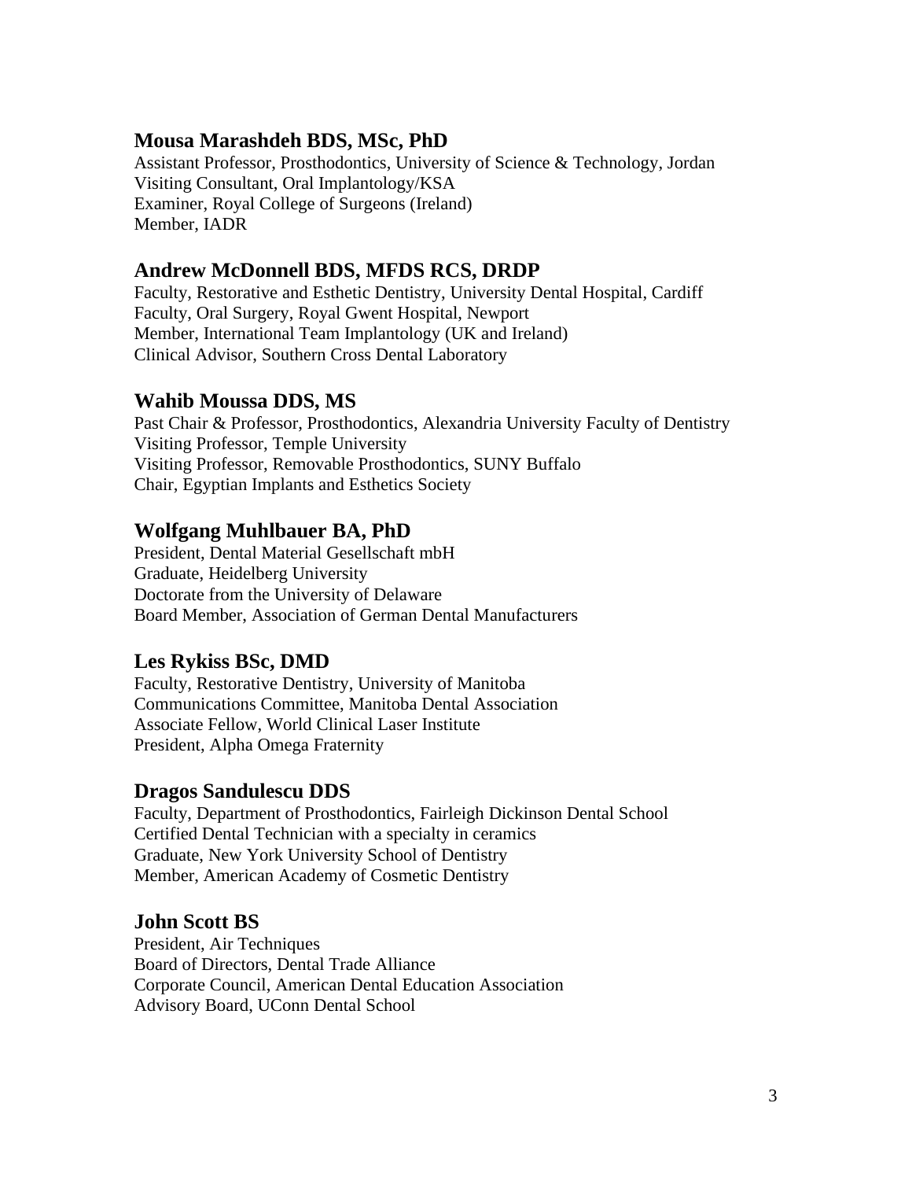### Mousa Marashdeh BDS, MSc, PhD

Assistant Professor, Prosthodontics, University of Science & Technology, Jordan
Visiting Consultant, Oral Implantology/KSA
Examiner, Royal College of Surgeons (Ireland)
Member, IADR

### Andrew McDonnell BDS, MFDS RCS, DRDP

Faculty, Restorative and Esthetic Dentistry, University Dental Hospital, Cardiff
Faculty, Oral Surgery, Royal Gwent Hospital, Newport
Member, International Team Implantology (UK and Ireland)
Clinical Advisor, Southern Cross Dental Laboratory

### Wahib Moussa DDS, MS

Past Chair & Professor, Prosthodontics, Alexandria University Faculty of Dentistry
Visiting Professor, Temple University
Visiting Professor, Removable Prosthodontics, SUNY Buffalo
Chair, Egyptian Implants and Esthetics Society

### Wolfgang Muhlbauer BA, PhD

President, Dental Material Gesellschaft mbH
Graduate, Heidelberg University
Doctorate from the University of Delaware
Board Member, Association of German Dental Manufacturers

### Les Rykiss BSc, DMD

Faculty, Restorative Dentistry, University of Manitoba
Communications Committee, Manitoba Dental Association
Associate Fellow, World Clinical Laser Institute
President, Alpha Omega Fraternity

### Dragos Sandulescu DDS

Faculty, Department of Prosthodontics, Fairleigh Dickinson Dental School
Certified Dental Technician with a specialty in ceramics
Graduate, New York University School of Dentistry
Member, American Academy of Cosmetic Dentistry

### John Scott BS

President, Air Techniques
Board of Directors, Dental Trade Alliance
Corporate Council, American Dental Education Association
Advisory Board, UConn Dental School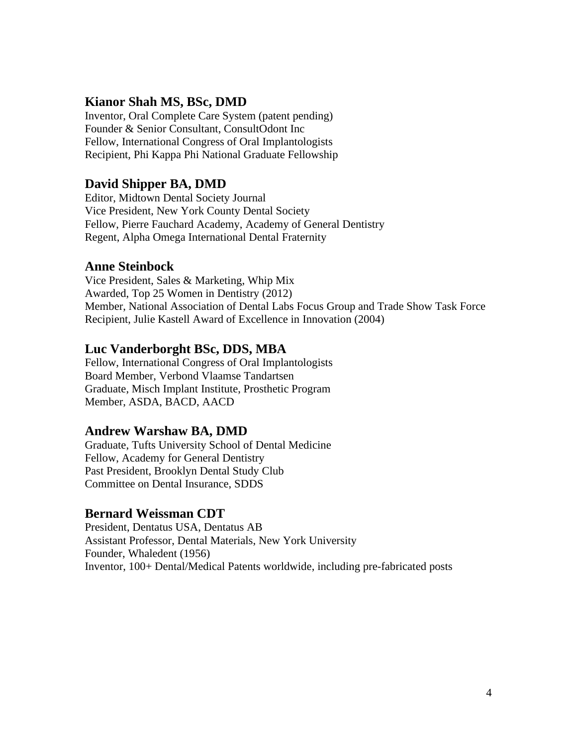**Kianor Shah MS, BSc, DMD**
Inventor, Oral Complete Care System (patent pending)
Founder & Senior Consultant, ConsultOdont Inc
Fellow, International Congress of Oral Implantologists
Recipient, Phi Kappa Phi National Graduate Fellowship

**David Shipper BA, DMD**
Editor, Midtown Dental Society Journal
Vice President, New York County Dental Society
Fellow, Pierre Fauchard Academy, Academy of General Dentistry
Regent, Alpha Omega International Dental Fraternity

**Anne Steinbock**
Vice President, Sales & Marketing, Whip Mix
Awarded, Top 25 Women in Dentistry (2012)
Member, National Association of Dental Labs Focus Group and Trade Show Task Force
Recipient, Julie Kastell Award of Excellence in Innovation (2004)

**Luc Vanderborght BSc, DDS, MBA**
Fellow, International Congress of Oral Implantologists
Board Member, Verbond Vlaamse Tandartsen
Graduate, Misch Implant Institute, Prosthetic Program
Member, ASDA, BACD, AACD

**Andrew Warshaw BA, DMD**
Graduate, Tufts University School of Dental Medicine
Fellow, Academy for General Dentistry
Past President, Brooklyn Dental Study Club
Committee on Dental Insurance, SDDS

**Bernard Weissman CDT**
President, Dentatus USA, Dentatus AB
Assistant Professor, Dental Materials, New York University
Founder, Whaledent (1956)
Inventor, 100+ Dental/Medical Patents worldwide, including pre-fabricated posts